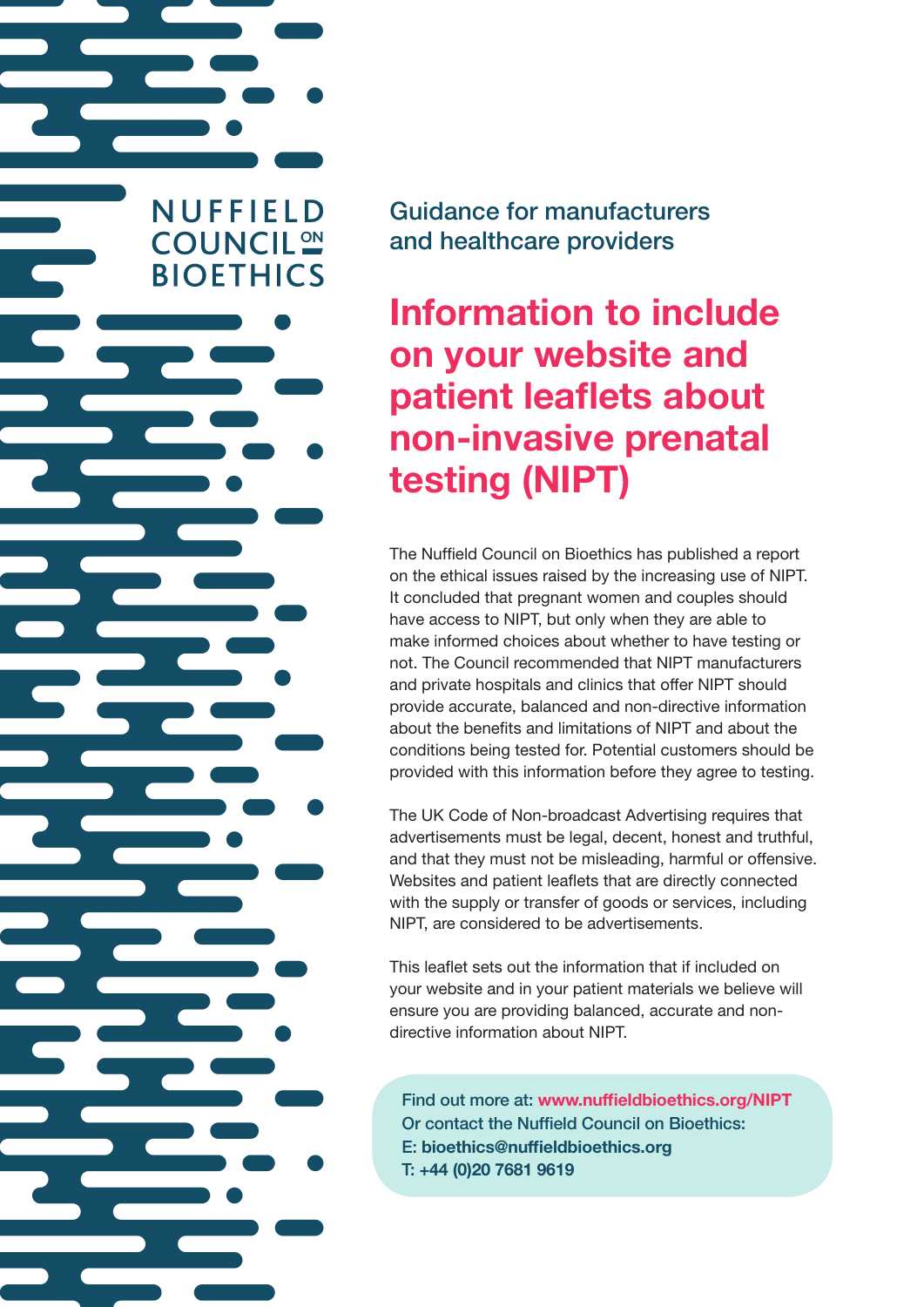NUFFIELD COUNCIL ON BIOETHICS

Guidance for manufacturers and healthcare providers

# Information to include on your website and patient leaflets about non-invasive prenatal testing (NIPT)

The Nuffield Council on Bioethics has published a report on the ethical issues raised by the increasing use of NIPT. It concluded that pregnant women and couples should have access to NIPT, but only when they are able to make informed choices about whether to have testing or not. The Council recommended that NIPT manufacturers and private hospitals and clinics that offer NIPT should provide accurate, balanced and non-directive information about the benefits and limitations of NIPT and about the conditions being tested for. Potential customers should be provided with this information before they agree to testing.

The UK Code of Non-broadcast Advertising requires that advertisements must be legal, decent, honest and truthful, and that they must not be misleading, harmful or offensive. Websites and patient leaflets that are directly connected with the supply or transfer of goods or services, including NIPT, are considered to be advertisements.

This leaflet sets out the information that if included on your website and in your patient materials we believe will ensure you are providing balanced, accurate and non-directive information about NIPT.

**Find out more at: www.nuffieldbioethics.org/NIPT**
**Or contact the Nuffield Council on Bioethics:**
**E: bioethics@nuffieldbioethics.org**
**T: +44 (0)20 7681 9619**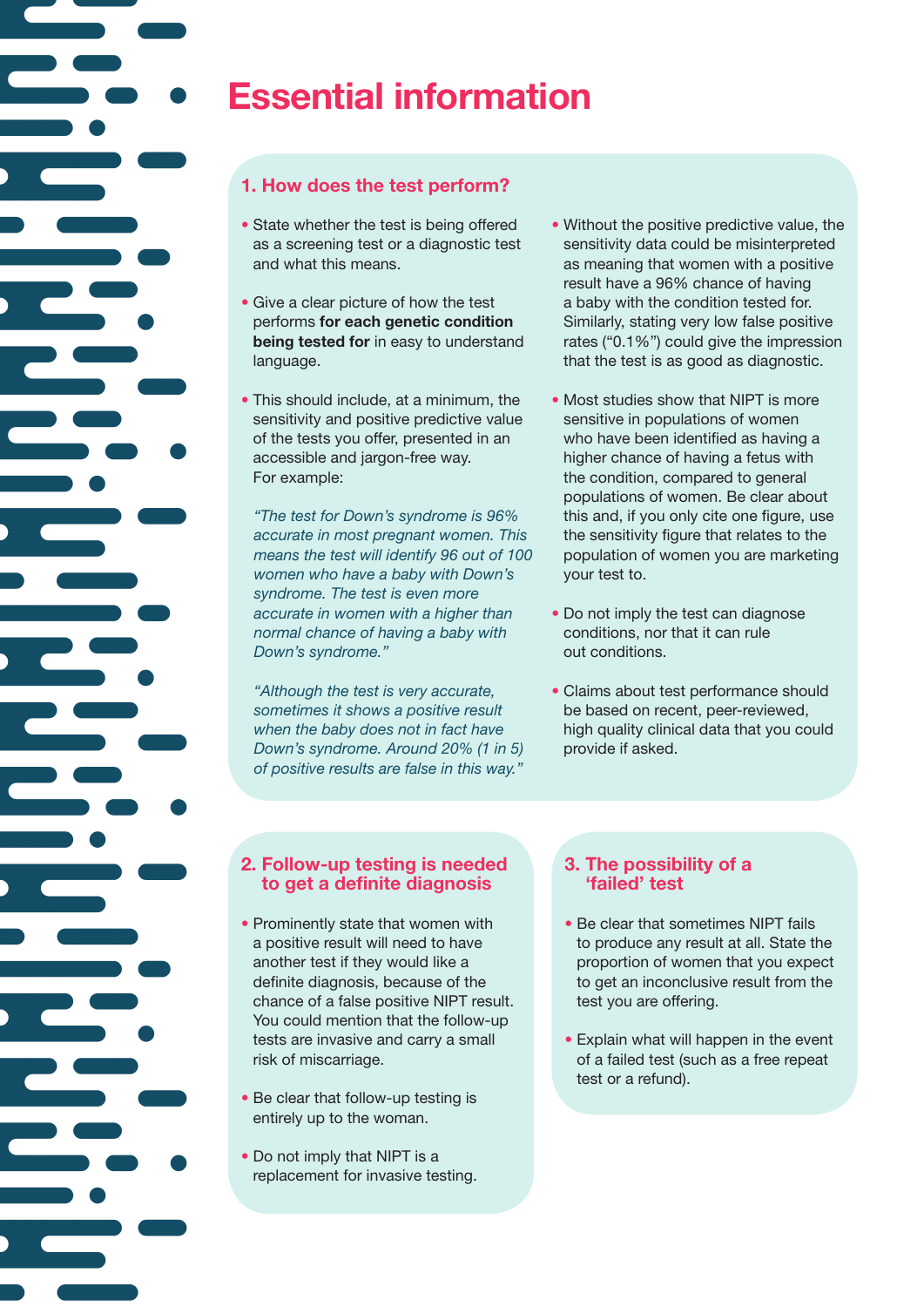# Essential information

## 1. How does the test perform?

- State whether the test is being offered as a screening test or a diagnostic test and what this means.
- Give a clear picture of how the test performs **for each genetic condition being tested for** in easy to understand language.
- This should include, at a minimum, the sensitivity and positive predictive value of the tests you offer, presented in an accessible and jargon-free way. For example:

  *"The test for Down's syndrome is 96% accurate in most pregnant women. This means the test will identify 96 out of 100 women who have a baby with Down's syndrome. The test is even more accurate in women with a higher than normal chance of having a baby with Down's syndrome."*

  *"Although the test is very accurate, sometimes it shows a positive result when the baby does not in fact have Down's syndrome. Around 20% (1 in 5) of positive results are false in this way."*

- Without the positive predictive value, the sensitivity data could be misinterpreted as meaning that women with a positive result have a 96% chance of having a baby with the condition tested for. Similarly, stating very low false positive rates ("0.1%") could give the impression that the test is as good as diagnostic.
- Most studies show that NIPT is more sensitive in populations of women who have been identified as having a higher chance of having a fetus with the condition, compared to general populations of women. Be clear about this and, if you only cite one figure, use the sensitivity figure that relates to the population of women you are marketing your test to.
- Do not imply the test can diagnose conditions, nor that it can rule out conditions.
- Claims about test performance should be based on recent, peer-reviewed, high quality clinical data that you could provide if asked.

## 2. Follow-up testing is needed to get a definite diagnosis

- Prominently state that women with a positive result will need to have another test if they would like a definite diagnosis, because of the chance of a false positive NIPT result. You could mention that the follow-up tests are invasive and carry a small risk of miscarriage.
- Be clear that follow-up testing is entirely up to the woman.
- Do not imply that NIPT is a replacement for invasive testing.

## 3. The possibility of a 'failed' test

- Be clear that sometimes NIPT fails to produce any result at all. State the proportion of women that you expect to get an inconclusive result from the test you are offering.
- Explain what will happen in the event of a failed test (such as a free repeat test or a refund).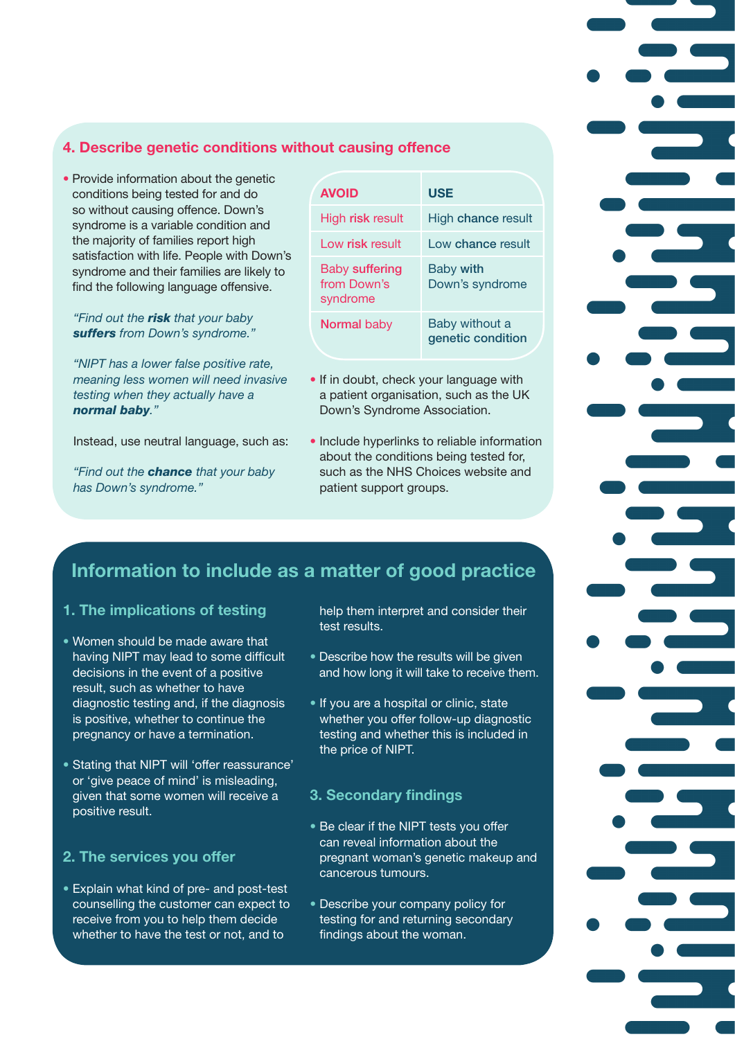## 4. Describe genetic conditions without causing offence

- Provide information about the genetic conditions being tested for and do so without causing offence. Down's syndrome is a variable condition and the majority of families report high satisfaction with life. People with Down's syndrome and their families are likely to find the following language offensive.

  *"Find out the **risk** that your baby **suffers** from Down's syndrome."*

  *"NIPT has a lower false positive rate, meaning less women will need invasive testing when they actually have a **normal baby**."*

  Instead, use neutral language, such as:

  *"Find out the **chance** that your baby has Down's syndrome."*

| AVOID | USE |
|---|---|
| High **risk** result | High **chance** result |
| Low **risk** result | Low **chance** result |
| Baby **suffering** from Down's syndrome | Baby **with** Down's syndrome |
| **Normal** baby | Baby without a **genetic condition** |

- If in doubt, check your language with a patient organisation, such as the UK Down's Syndrome Association.
- Include hyperlinks to reliable information about the conditions being tested for, such as the NHS Choices website and patient support groups.

# Information to include as a matter of good practice

### 1. The implications of testing

- Women should be made aware that having NIPT may lead to some difficult decisions in the event of a positive result, such as whether to have diagnostic testing and, if the diagnosis is positive, whether to continue the pregnancy or have a termination.
- Stating that NIPT will 'offer reassurance' or 'give peace of mind' is misleading, given that some women will receive a positive result.

### 2. The services you offer

- Explain what kind of pre- and post-test counselling the customer can expect to receive from you to help them decide whether to have the test or not, and to help them interpret and consider their test results.
- Describe how the results will be given and how long it will take to receive them.
- If you are a hospital or clinic, state whether you offer follow-up diagnostic testing and whether this is included in the price of NIPT.

### 3. Secondary findings

- Be clear if the NIPT tests you offer can reveal information about the pregnant woman's genetic makeup and cancerous tumours.
- Describe your company policy for testing for and returning secondary findings about the woman.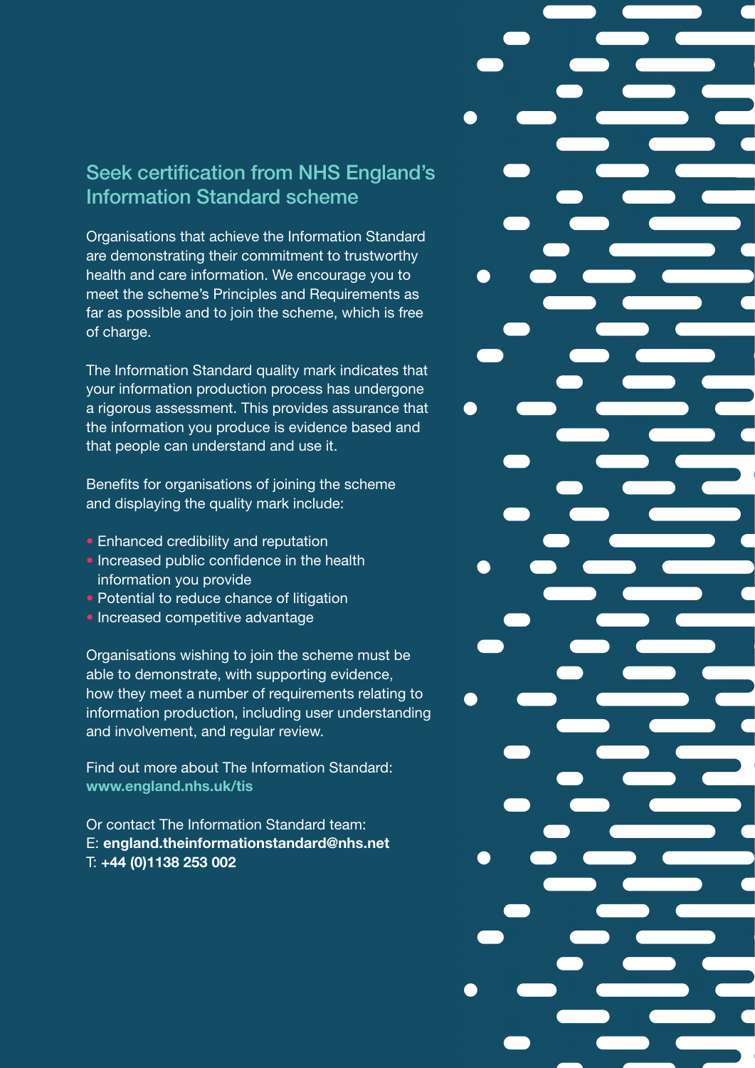## Seek certification from NHS England's Information Standard scheme

Organisations that achieve the Information Standard are demonstrating their commitment to trustworthy health and care information. We encourage you to meet the scheme's Principles and Requirements as far as possible and to join the scheme, which is free of charge.

The Information Standard quality mark indicates that your information production process has undergone a rigorous assessment. This provides assurance that the information you produce is evidence based and that people can understand and use it.

Benefits for organisations of joining the scheme and displaying the quality mark include:

- Enhanced credibility and reputation
- Increased public confidence in the health information you provide
- Potential to reduce chance of litigation
- Increased competitive advantage

Organisations wishing to join the scheme must be able to demonstrate, with supporting evidence, how they meet a number of requirements relating to information production, including user understanding and involvement, and regular review.

Find out more about The Information Standard:
**www.england.nhs.uk/tis**

Or contact The Information Standard team:
E: **england.theinformationstandard@nhs.net**
T: **+44 (0)1138 253 002**